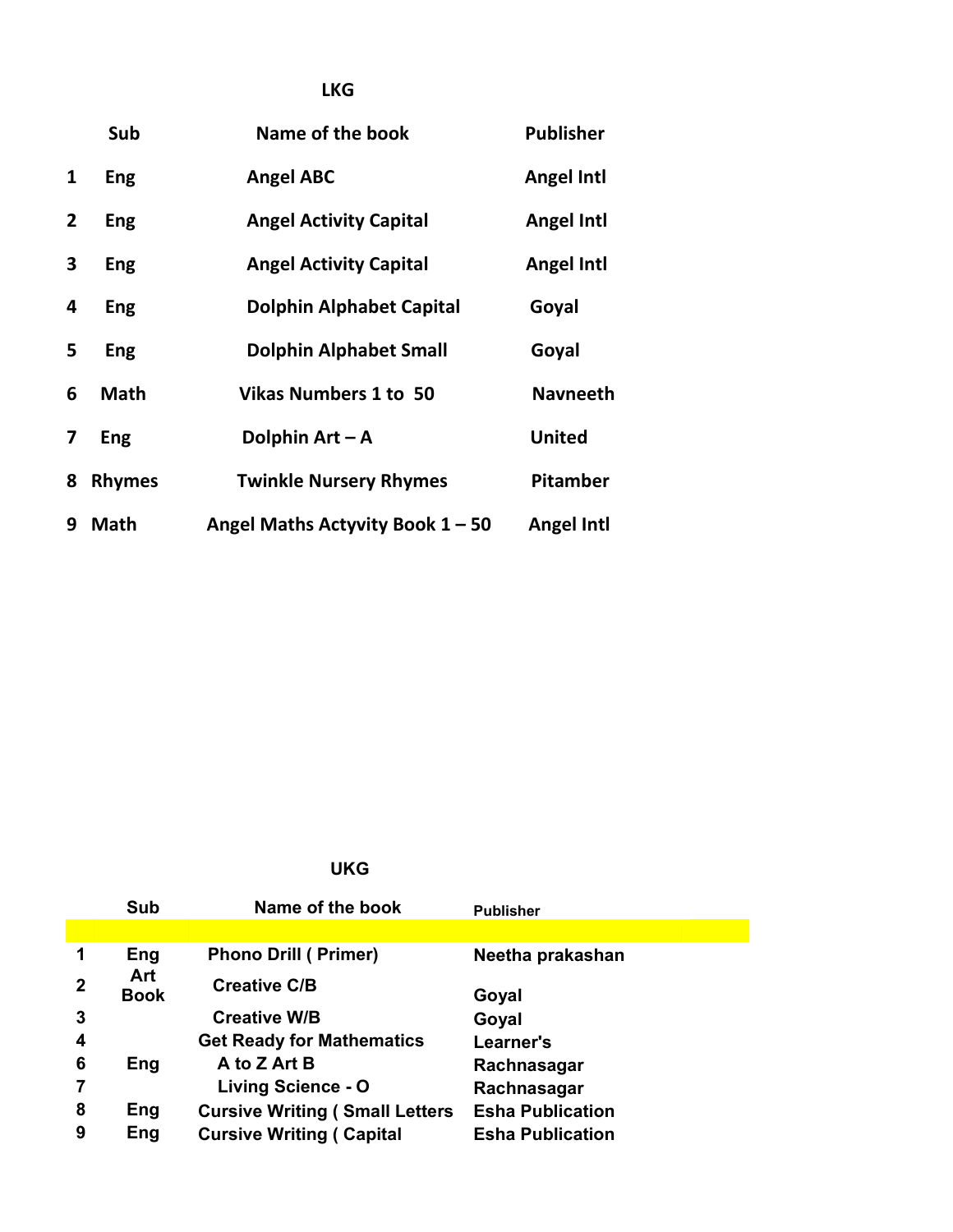## LKG

| | Sub | Name of the book | Publisher |
|---|---|---|---|
| 1 | Eng | Angel ABC | Angel Intl |
| 2 | Eng | Angel Activity Capital | Angel Intl |
| 3 | Eng | Angel Activity Capital | Angel Intl |
| 4 | Eng | Dolphin Alphabet Capital | Goyal |
| 5 | Eng | Dolphin Alphabet Small | Goyal |
| 6 | Math | Vikas Numbers 1 to 50 | Navneeth |
| 7 | Eng | Dolphin Art – A | United |
| 8 | Rhymes | Twinkle Nursery Rhymes | Pitamber |
| 9 | Math | Angel Maths Actyvity Book 1 – 50 | Angel Intl |

## UKG

| | Sub | Name of the book | Publisher |
|---|---|---|---|
| 1 | Eng | Phono Drill ( Primer) | Neetha prakashan |
| 2 | Art Book | Creative C/B | Goyal |
| 3 | | Creative W/B | Goyal |
| 4 | | Get Ready for Mathematics | Learner's |
| 6 | Eng | A to Z Art B | Rachnasagar |
| 7 | | Living Science - O | Rachnasagar |
| 8 | Eng | Cursive Writing ( Small Letters | Esha Publication |
| 9 | Eng | Cursive Writing ( Capital | Esha Publication |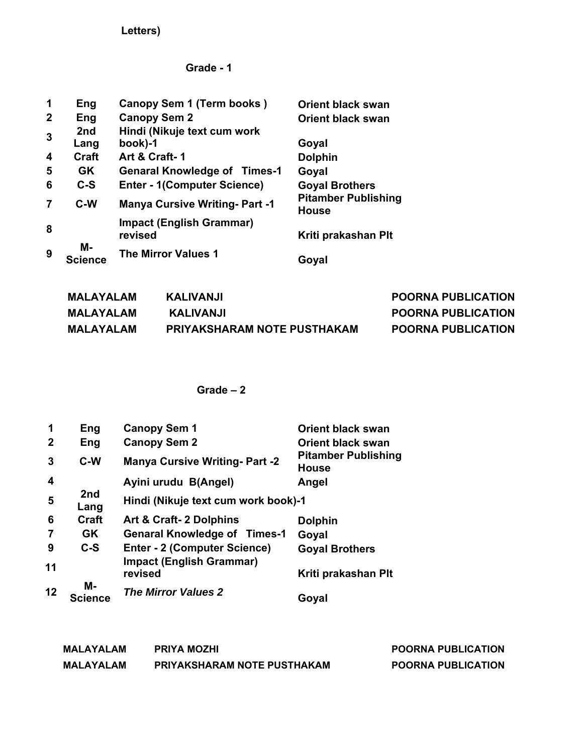Letters)

## Grade - 1

| | | | |
|---|---|---|---|
| 1 | Eng | Canopy Sem 1 (Term books ) | Orient black swan |
| 2 | Eng | Canopy Sem 2 | Orient black swan |
| 3 | 2nd Lang | Hindi (Nikuje text cum work book)-1 | Goyal |
| 4 | Craft | Art & Craft- 1 | Dolphin |
| 5 | GK | Genaral Knowledge of Times-1 | Goyal |
| 6 | C-S | Enter - 1(Computer Science) | Goyal Brothers |
| 7 | C-W | Manya Cursive Writing- Part -1 | Pitamber Publishing House |
| 8 | | Impact (English Grammar) revised | Kriti prakashan Plt |
| 9 | M-Science | The Mirror Values 1 | Goyal |

| | | |
|---|---|---|
| MALAYALAM | KALIVANJI | POORNA PUBLICATION |
| MALAYALAM | KALIVANJI | POORNA PUBLICATION |
| MALAYALAM | PRIYAKSHARAM NOTE PUSTHAKAM | POORNA PUBLICATION |

## Grade – 2

| | | | |
|---|---|---|---|
| 1 | Eng | Canopy Sem 1 | Orient black swan |
| 2 | Eng | Canopy Sem 2 | Orient black swan |
| 3 | C-W | Manya Cursive Writing- Part -2 | Pitamber Publishing House |
| 4 | | Ayini urudu B(Angel) | Angel |
| 5 | 2nd Lang | Hindi (Nikuje text cum work book)-1 | |
| 6 | Craft | Art & Craft- 2 Dolphins | Dolphin |
| 7 | GK | Genaral Knowledge of Times-1 | Goyal |
| 9 | C-S | Enter - 2 (Computer Science) | Goyal Brothers |
| 11 | | Impact (English Grammar) revised | Kriti prakashan Plt |
| 12 | M-Science | *The Mirror Values 2* | Goyal |

| | | |
|---|---|---|
| MALAYALAM | PRIYA MOZHI | POORNA PUBLICATION |
| MALAYALAM | PRIYAKSHARAM NOTE PUSTHAKAM | POORNA PUBLICATION |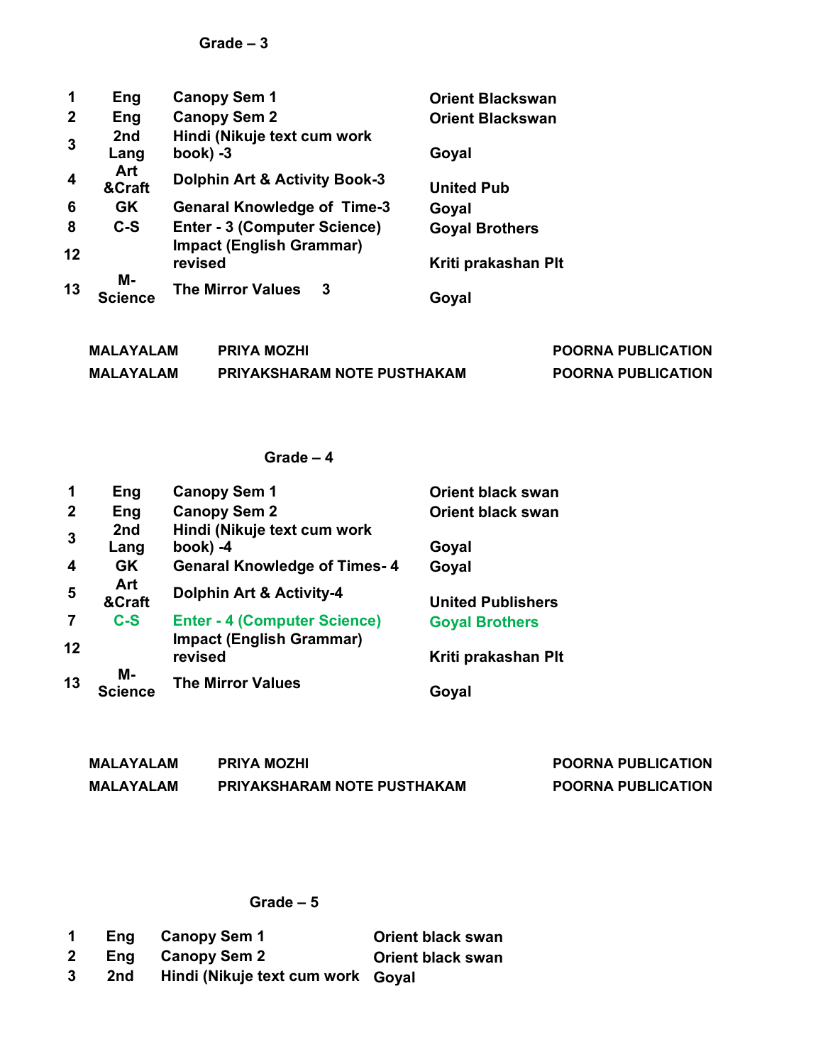## Grade – 3

| | | | |
|---|---|---|---|
| 1 | Eng | Canopy Sem 1 | Orient Blackswan |
| 2 | Eng | Canopy Sem 2 | Orient Blackswan |
| 3 | 2nd Lang | Hindi (Nikuje text cum work book) -3 | Goyal |
| 4 | Art &Craft | Dolphin Art & Activity Book-3 | United Pub |
| 6 | GK | Genaral Knowledge of Time-3 | Goyal |
| 8 | C-S | Enter - 3 (Computer Science) | Goyal Brothers |
| 12 | | Impact (English Grammar) revised | Kriti prakashan Plt |
| 13 | M-Science | The Mirror Values 3 | Goyal |

| | | |
|---|---|---|
| MALAYALAM | PRIYA MOZHI | POORNA PUBLICATION |
| MALAYALAM | PRIYAKSHARAM NOTE PUSTHAKAM | POORNA PUBLICATION |

## Grade – 4

| | | | |
|---|---|---|---|
| 1 | Eng | Canopy Sem 1 | Orient black swan |
| 2 | Eng | Canopy Sem 2 | Orient black swan |
| 3 | 2nd Lang | Hindi (Nikuje text cum work book) -4 | Goyal |
| 4 | GK | Genaral Knowledge of Times- 4 | Goyal |
| 5 | Art &Craft | Dolphin Art & Activity-4 | United Publishers |
| 7 | C-S | Enter - 4 (Computer Science) | Goyal Brothers |
| 12 | | Impact (English Grammar) revised | Kriti prakashan Plt |
| 13 | M-Science | The Mirror Values | Goyal |

| | | |
|---|---|---|
| MALAYALAM | PRIYA MOZHI | POORNA PUBLICATION |
| MALAYALAM | PRIYAKSHARAM NOTE PUSTHAKAM | POORNA PUBLICATION |

## Grade – 5

| | | | |
|---|---|---|---|
| 1 | Eng | Canopy Sem 1 | Orient black swan |
| 2 | Eng | Canopy Sem 2 | Orient black swan |
| 3 | 2nd | Hindi (Nikuje text cum work | Goyal |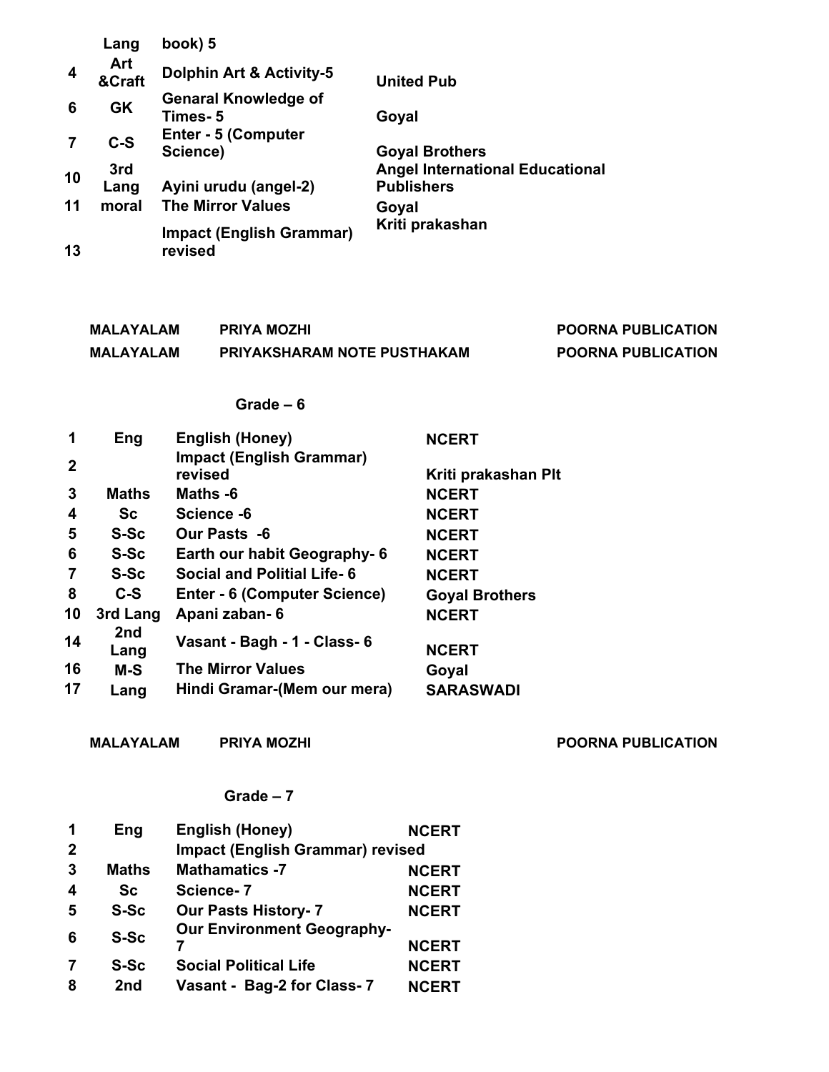| | | | |
|---|---|---|---|
| | Lang | book) 5 | |
| 4 | Art &Craft | Dolphin Art & Activity-5 | United Pub |
| 6 | GK | Genaral Knowledge of Times- 5 | Goyal |
| 7 | C-S | Enter - 5 (Computer Science) | Goyal Brothers |
| 10 | 3rd Lang | Ayini urudu (angel-2) | Angel International Educational Publishers |
| 11 | moral | The Mirror Values | Goyal |
| 13 | | Impact (English Grammar) revised | Kriti prakashan |

| | | |
|---|---|---|
| MALAYALAM | PRIYA MOZHI | POORNA PUBLICATION |
| MALAYALAM | PRIYAKSHARAM NOTE PUSTHAKAM | POORNA PUBLICATION |

## Grade – 6

| | | | |
|---|---|---|---|
| 1 | Eng | English (Honey) | NCERT |
| 2 | | Impact (English Grammar) revised | Kriti prakashan Plt |
| 3 | Maths | Maths -6 | NCERT |
| 4 | Sc | Science -6 | NCERT |
| 5 | S-Sc | Our Pasts -6 | NCERT |
| 6 | S-Sc | Earth our habit Geography- 6 | NCERT |
| 7 | S-Sc | Social and Politial Life- 6 | NCERT |
| 8 | C-S | Enter - 6 (Computer Science) | Goyal Brothers |
| 10 | 3rd Lang | Apani zaban- 6 | NCERT |
| 14 | 2nd Lang | Vasant - Bagh - 1 - Class- 6 | NCERT |
| 16 | M-S | The Mirror Values | Goyal |
| 17 | Lang | Hindi Gramar-(Mem our mera) | SARASWADI |

| | | |
|---|---|---|
| MALAYALAM | PRIYA MOZHI | POORNA PUBLICATION |

## Grade – 7

| | | | |
|---|---|---|---|
| 1 | Eng | English (Honey) | NCERT |
| 2 | | Impact (English Grammar) revised | |
| 3 | Maths | Mathamatics -7 | NCERT |
| 4 | Sc | Science- 7 | NCERT |
| 5 | S-Sc | Our Pasts History- 7 | NCERT |
| 6 | S-Sc | Our Environment Geography- 7 | NCERT |
| 7 | S-Sc | Social Political Life | NCERT |
| 8 | 2nd | Vasant - Bag-2 for Class- 7 | NCERT |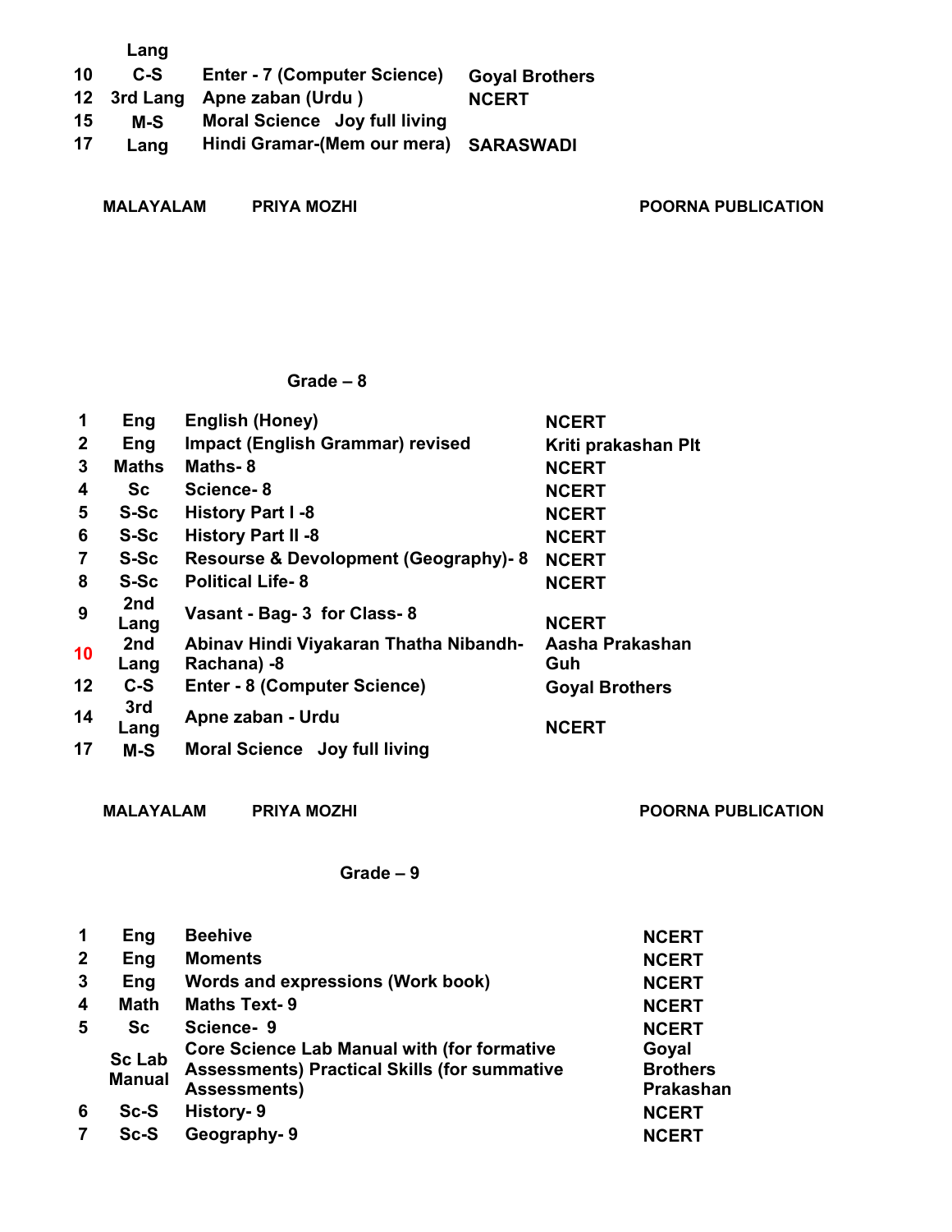| | Lang | | |
|---|---|---|---|
| 10 | C-S | Enter - 7 (Computer Science) | Goyal Brothers |
| 12 | 3rd Lang | Apne zaban (Urdu ) | NCERT |
| 15 | M-S | Moral Science Joy full living | |
| 17 | Lang | Hindi Gramar-(Mem our mera) | SARASWADI |

| MALAYALAM | PRIYA MOZHI | POORNA PUBLICATION |
|---|---|---|

## Grade – 8

| | | | |
|---|---|---|---|
| 1 | Eng | English (Honey) | NCERT |
| 2 | Eng | Impact (English Grammar) revised | Kriti prakashan Plt |
| 3 | Maths | Maths- 8 | NCERT |
| 4 | Sc | Science- 8 | NCERT |
| 5 | S-Sc | History Part I -8 | NCERT |
| 6 | S-Sc | History Part II -8 | NCERT |
| 7 | S-Sc | Resourse & Devolopment (Geography)- 8 | NCERT |
| 8 | S-Sc | Political Life- 8 | NCERT |
| 9 | 2nd Lang | Vasant - Bag- 3 for Class- 8 | NCERT |
| 10 | 2nd Lang | Abinav Hindi Viyakaran Thatha Nibandh-Rachana) -8 | Aasha Prakashan Guh |
| 12 | C-S | Enter - 8 (Computer Science) | Goyal Brothers |
| 14 | 3rd Lang | Apne zaban - Urdu | NCERT |
| 17 | M-S | Moral Science Joy full living | |

| MALAYALAM | PRIYA MOZHI | POORNA PUBLICATION |
|---|---|---|

## Grade – 9

| | | | |
|---|---|---|---|
| 1 | Eng | Beehive | NCERT |
| 2 | Eng | Moments | NCERT |
| 3 | Eng | Words and expressions (Work book) | NCERT |
| 4 | Math | Maths Text- 9 | NCERT |
| 5 | Sc | Science- 9 | NCERT |
| | Sc Lab Manual | Core Science Lab Manual with (for formative Assessments) Practical Skills (for summative Assessments) | Goyal Brothers Prakashan |
| 6 | Sc-S | History- 9 | NCERT |
| 7 | Sc-S | Geography- 9 | NCERT |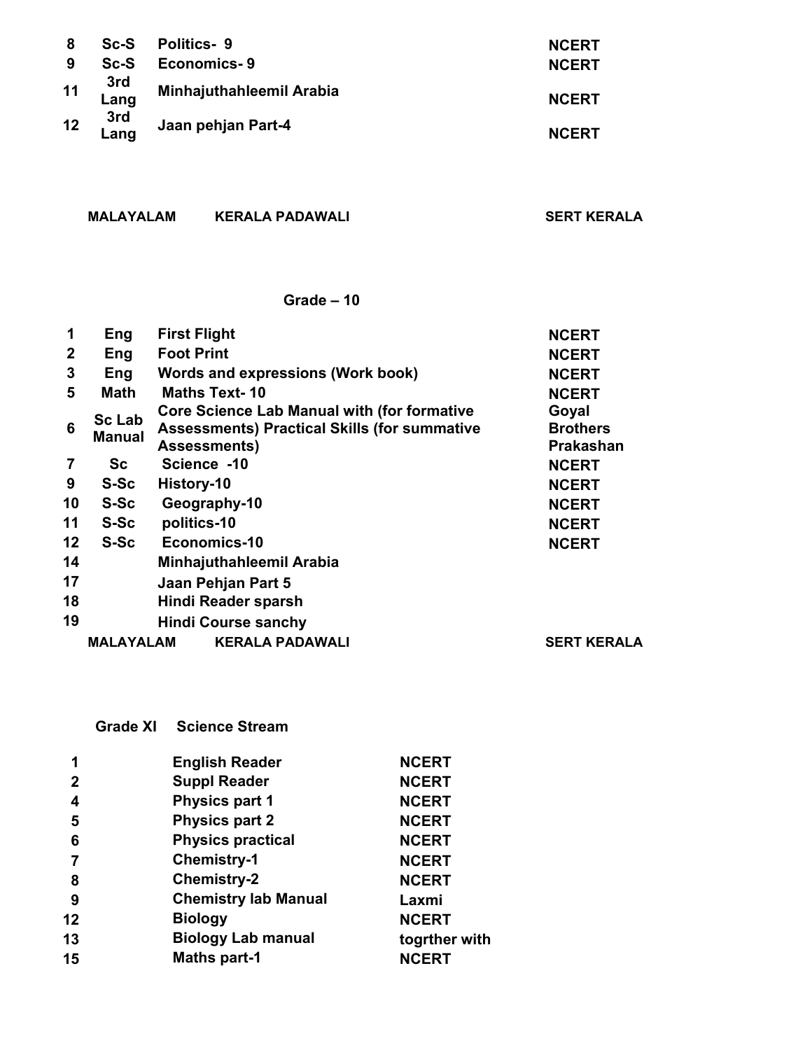| | | | |
|---|---|---|---|
| 8 | Sc-S | Politics- 9 | NCERT |
| 9 | Sc-S | Economics- 9 | NCERT |
| 11 | 3rd Lang | Minhajuthahleemil Arabia | NCERT |
| 12 | 3rd Lang | Jaan pehjan Part-4 | NCERT |

| | | |
|---|---|---|
| MALAYALAM | KERALA PADAWALI | SERT KERALA |

**Grade – 10**

| | | | |
|---|---|---|---|
| 1 | Eng | First Flight | NCERT |
| 2 | Eng | Foot Print | NCERT |
| 3 | Eng | Words and expressions (Work book) | NCERT |
| 5 | Math | Maths Text- 10 | NCERT |
| 6 | Sc Lab Manual | Core Science Lab Manual with (for formative Assessments) Practical Skills (for summative Assessments) | Goyal Brothers Prakashan |
| 7 | Sc | Science -10 | NCERT |
| 9 | S-Sc | History-10 | NCERT |
| 10 | S-Sc | Geography-10 | NCERT |
| 11 | S-Sc | politics-10 | NCERT |
| 12 | S-Sc | Economics-10 | NCERT |
| 14 | | Minhajuthahleemil Arabia | |
| 17 | | Jaan Pehjan Part 5 | |
| 18 | | Hindi Reader sparsh | |
| 19 | | Hindi Course sanchy | |
| | MALAYALAM | KERALA PADAWALI | SERT KERALA |

**Grade XI Science Stream**

| | | |
|---|---|---|
| 1 | English Reader | NCERT |
| 2 | Suppl Reader | NCERT |
| 4 | Physics part 1 | NCERT |
| 5 | Physics part 2 | NCERT |
| 6 | Physics practical | NCERT |
| 7 | Chemistry-1 | NCERT |
| 8 | Chemistry-2 | NCERT |
| 9 | Chemistry lab Manual | Laxmi |
| 12 | Biology | NCERT |
| 13 | Biology Lab manual | togrther with |
| 15 | Maths part-1 | NCERT |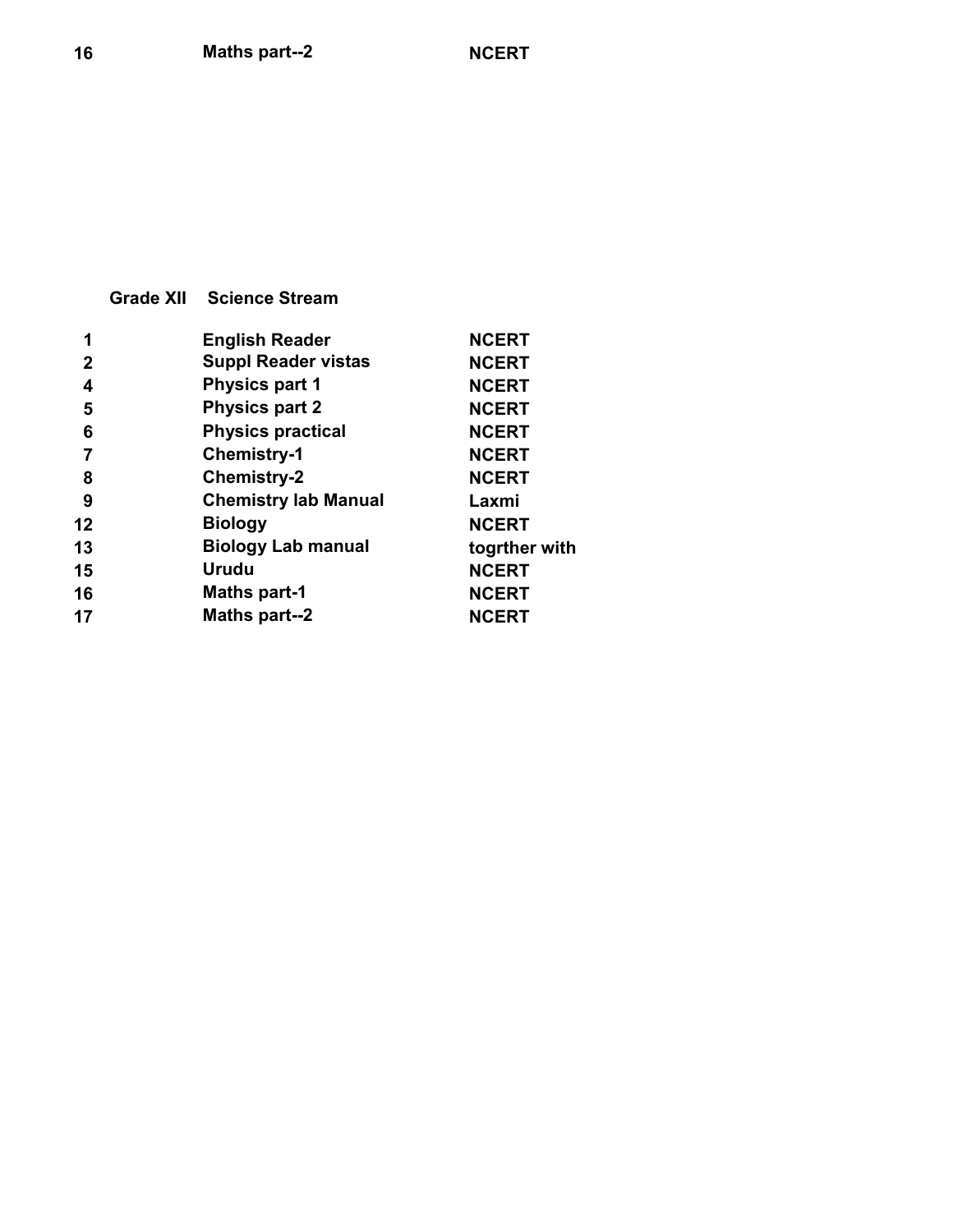| | | |
|---|---|---|
| 16 | Maths part--2 | NCERT |

**Grade XII Science Stream**

| | | |
|---|---|---|
| 1 | English Reader | NCERT |
| 2 | Suppl Reader vistas | NCERT |
| 4 | Physics part 1 | NCERT |
| 5 | Physics part 2 | NCERT |
| 6 | Physics practical | NCERT |
| 7 | Chemistry-1 | NCERT |
| 8 | Chemistry-2 | NCERT |
| 9 | Chemistry lab Manual | Laxmi |
| 12 | Biology | NCERT |
| 13 | Biology Lab manual | togrther with |
| 15 | Urudu | NCERT |
| 16 | Maths part-1 | NCERT |
| 17 | Maths part--2 | NCERT |